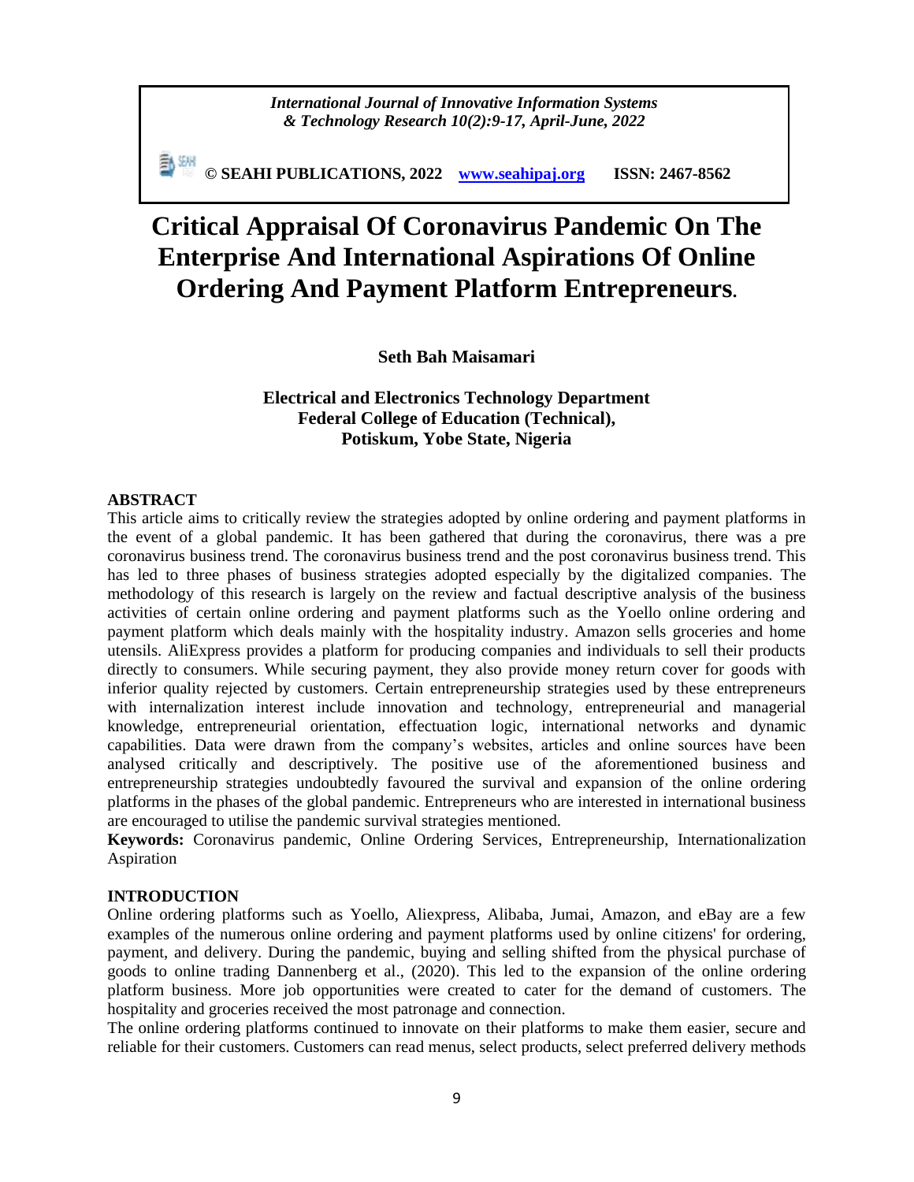# Critical Appraisal Of Coronavirus Pandemic On The Enterprise And International Aspirations Of Online Ordering And Payment Platform Entrepreneurs.

**Seth Bah Maisamari**

**Electrical and Electronics Technology Department**
**Federal College of Education (Technical),**
**Potiskum, Yobe State, Nigeria**

## ABSTRACT

This article aims to critically review the strategies adopted by online ordering and payment platforms in the event of a global pandemic. It has been gathered that during the coronavirus, there was a pre coronavirus business trend. The coronavirus business trend and the post coronavirus business trend. This has led to three phases of business strategies adopted especially by the digitalized companies. The methodology of this research is largely on the review and factual descriptive analysis of the business activities of certain online ordering and payment platforms such as the Yoello online ordering and payment platform which deals mainly with the hospitality industry. Amazon sells groceries and home utensils. AliExpress provides a platform for producing companies and individuals to sell their products directly to consumers. While securing payment, they also provide money return cover for goods with inferior quality rejected by customers. Certain entrepreneurship strategies used by these entrepreneurs with internalization interest include innovation and technology, entrepreneurial and managerial knowledge, entrepreneurial orientation, effectuation logic, international networks and dynamic capabilities. Data were drawn from the company's websites, articles and online sources have been analysed critically and descriptively. The positive use of the aforementioned business and entrepreneurship strategies undoubtedly favoured the survival and expansion of the online ordering platforms in the phases of the global pandemic. Entrepreneurs who are interested in international business are encouraged to utilise the pandemic survival strategies mentioned.

**Keywords:** Coronavirus pandemic, Online Ordering Services, Entrepreneurship, Internationalization Aspiration

## INTRODUCTION

Online ordering platforms such as Yoello, Aliexpress, Alibaba, Jumai, Amazon, and eBay are a few examples of the numerous online ordering and payment platforms used by online citizens' for ordering, payment, and delivery. During the pandemic, buying and selling shifted from the physical purchase of goods to online trading Dannenberg et al., (2020). This led to the expansion of the online ordering platform business. More job opportunities were created to cater for the demand of customers. The hospitality and groceries received the most patronage and connection.

The online ordering platforms continued to innovate on their platforms to make them easier, secure and reliable for their customers. Customers can read menus, select products, select preferred delivery methods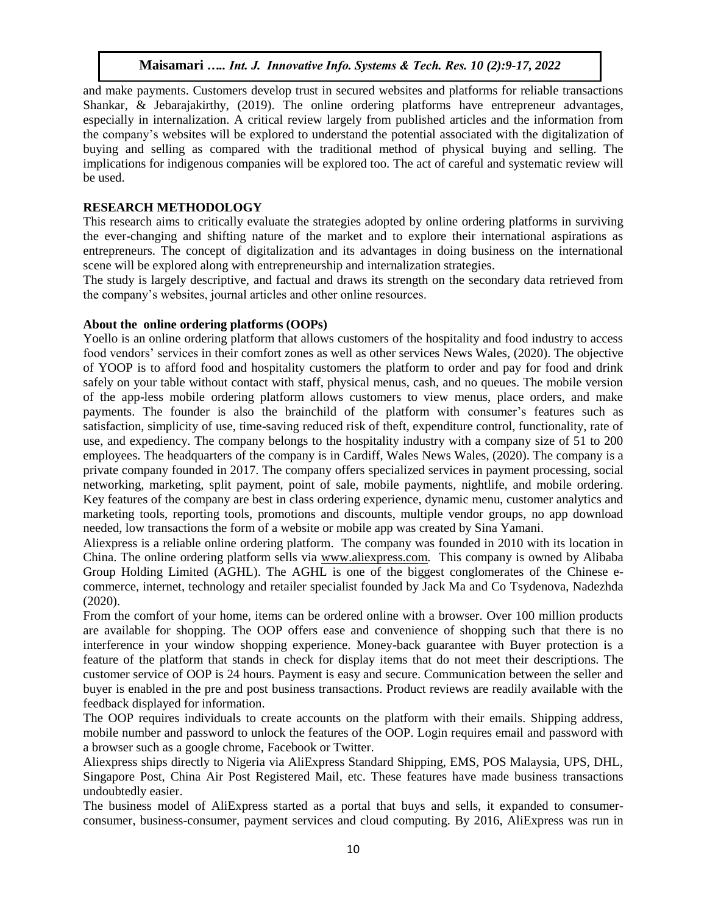and make payments. Customers develop trust in secured websites and platforms for reliable transactions Shankar, & Jebarajakirthy, (2019). The online ordering platforms have entrepreneur advantages, especially in internalization. A critical review largely from published articles and the information from the company's websites will be explored to understand the potential associated with the digitalization of buying and selling as compared with the traditional method of physical buying and selling. The implications for indigenous companies will be explored too. The act of careful and systematic review will be used.

## RESEARCH METHODOLOGY

This research aims to critically evaluate the strategies adopted by online ordering platforms in surviving the ever-changing and shifting nature of the market and to explore their international aspirations as entrepreneurs. The concept of digitalization and its advantages in doing business on the international scene will be explored along with entrepreneurship and internalization strategies.

The study is largely descriptive, and factual and draws its strength on the secondary data retrieved from the company's websites, journal articles and other online resources.

### About the online ordering platforms (OOPs)

Yoello is an online ordering platform that allows customers of the hospitality and food industry to access food vendors' services in their comfort zones as well as other services News Wales, (2020). The objective of YOOP is to afford food and hospitality customers the platform to order and pay for food and drink safely on your table without contact with staff, physical menus, cash, and no queues. The mobile version of the app-less mobile ordering platform allows customers to view menus, place orders, and make payments. The founder is also the brainchild of the platform with consumer's features such as satisfaction, simplicity of use, time-saving reduced risk of theft, expenditure control, functionality, rate of use, and expediency. The company belongs to the hospitality industry with a company size of 51 to 200 employees. The headquarters of the company is in Cardiff, Wales News Wales, (2020). The company is a private company founded in 2017. The company offers specialized services in payment processing, social networking, marketing, split payment, point of sale, mobile payments, nightlife, and mobile ordering. Key features of the company are best in class ordering experience, dynamic menu, customer analytics and marketing tools, reporting tools, promotions and discounts, multiple vendor groups, no app download needed, low transactions the form of a website or mobile app was created by Sina Yamani.

Aliexpress is a reliable online ordering platform. The company was founded in 2010 with its location in China. The online ordering platform sells via www.aliexpress.com. This company is owned by Alibaba Group Holding Limited (AGHL). The AGHL is one of the biggest conglomerates of the Chinese e-commerce, internet, technology and retailer specialist founded by Jack Ma and Co Tsydenova, Nadezhda (2020).

From the comfort of your home, items can be ordered online with a browser. Over 100 million products are available for shopping. The OOP offers ease and convenience of shopping such that there is no interference in your window shopping experience. Money-back guarantee with Buyer protection is a feature of the platform that stands in check for display items that do not meet their descriptions. The customer service of OOP is 24 hours. Payment is easy and secure. Communication between the seller and buyer is enabled in the pre and post business transactions. Product reviews are readily available with the feedback displayed for information.

The OOP requires individuals to create accounts on the platform with their emails. Shipping address, mobile number and password to unlock the features of the OOP. Login requires email and password with a browser such as a google chrome, Facebook or Twitter.

Aliexpress ships directly to Nigeria via AliExpress Standard Shipping, EMS, POS Malaysia, UPS, DHL, Singapore Post, China Air Post Registered Mail, etc. These features have made business transactions undoubtedly easier.

The business model of AliExpress started as a portal that buys and sells, it expanded to consumer-consumer, business-consumer, payment services and cloud computing. By 2016, AliExpress was run in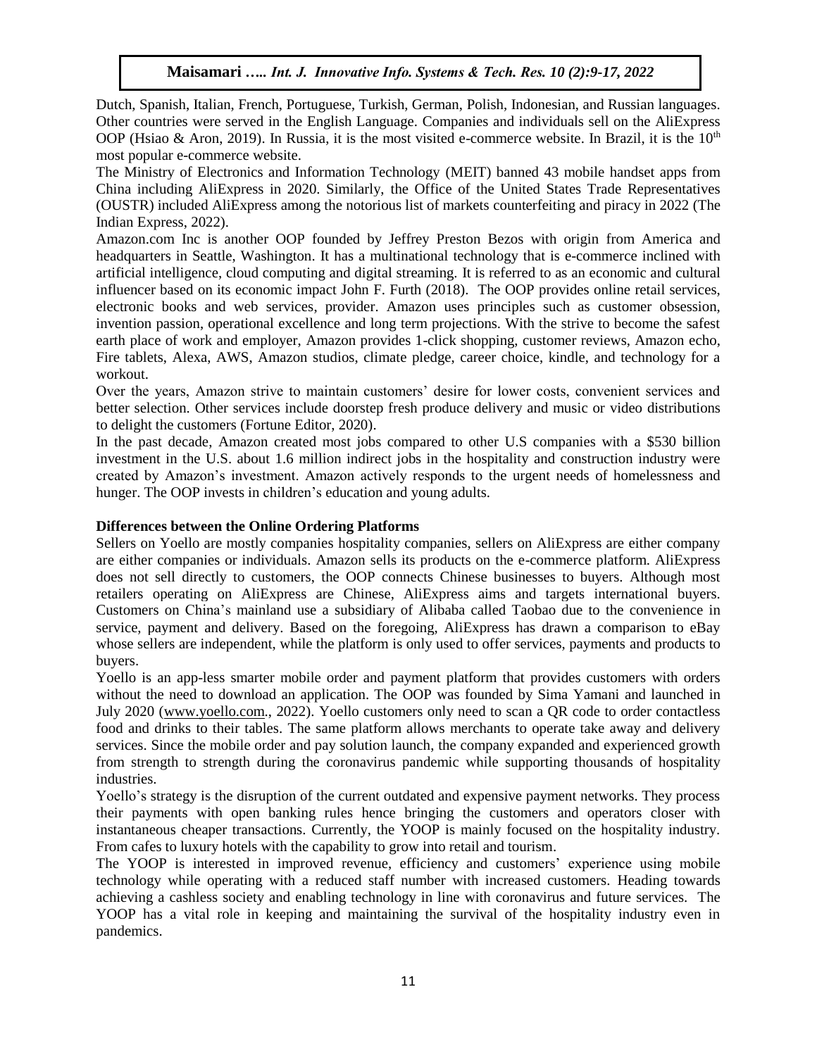Dutch, Spanish, Italian, French, Portuguese, Turkish, German, Polish, Indonesian, and Russian languages. Other countries were served in the English Language. Companies and individuals sell on the AliExpress OOP (Hsiao & Aron, 2019). In Russia, it is the most visited e-commerce website. In Brazil, it is the 10th most popular e-commerce website.

The Ministry of Electronics and Information Technology (MEIT) banned 43 mobile handset apps from China including AliExpress in 2020. Similarly, the Office of the United States Trade Representatives (OUSTR) included AliExpress among the notorious list of markets counterfeiting and piracy in 2022 (The Indian Express, 2022).

Amazon.com Inc is another OOP founded by Jeffrey Preston Bezos with origin from America and headquarters in Seattle, Washington. It has a multinational technology that is e-commerce inclined with artificial intelligence, cloud computing and digital streaming. It is referred to as an economic and cultural influencer based on its economic impact John F. Furth (2018). The OOP provides online retail services, electronic books and web services, provider. Amazon uses principles such as customer obsession, invention passion, operational excellence and long term projections. With the strive to become the safest earth place of work and employer, Amazon provides 1-click shopping, customer reviews, Amazon echo, Fire tablets, Alexa, AWS, Amazon studios, climate pledge, career choice, kindle, and technology for a workout.

Over the years, Amazon strive to maintain customers' desire for lower costs, convenient services and better selection. Other services include doorstep fresh produce delivery and music or video distributions to delight the customers (Fortune Editor, 2020).

In the past decade, Amazon created most jobs compared to other U.S companies with a $530 billion investment in the U.S. about 1.6 million indirect jobs in the hospitality and construction industry were created by Amazon's investment. Amazon actively responds to the urgent needs of homelessness and hunger. The OOP invests in children's education and young adults.

**Differences between the Online Ordering Platforms**

Sellers on Yoello are mostly companies hospitality companies, sellers on AliExpress are either company are either companies or individuals. Amazon sells its products on the e-commerce platform. AliExpress does not sell directly to customers, the OOP connects Chinese businesses to buyers. Although most retailers operating on AliExpress are Chinese, AliExpress aims and targets international buyers. Customers on China's mainland use a subsidiary of Alibaba called Taobao due to the convenience in service, payment and delivery. Based on the foregoing, AliExpress has drawn a comparison to eBay whose sellers are independent, while the platform is only used to offer services, payments and products to buyers.

Yoello is an app-less smarter mobile order and payment platform that provides customers with orders without the need to download an application. The OOP was founded by Sima Yamani and launched in July 2020 (www.yoello.com., 2022). Yoello customers only need to scan a QR code to order contactless food and drinks to their tables. The same platform allows merchants to operate take away and delivery services. Since the mobile order and pay solution launch, the company expanded and experienced growth from strength to strength during the coronavirus pandemic while supporting thousands of hospitality industries.

Yoello's strategy is the disruption of the current outdated and expensive payment networks. They process their payments with open banking rules hence bringing the customers and operators closer with instantaneous cheaper transactions. Currently, the YOOP is mainly focused on the hospitality industry. From cafes to luxury hotels with the capability to grow into retail and tourism.

The YOOP is interested in improved revenue, efficiency and customers' experience using mobile technology while operating with a reduced staff number with increased customers. Heading towards achieving a cashless society and enabling technology in line with coronavirus and future services. The YOOP has a vital role in keeping and maintaining the survival of the hospitality industry even in pandemics.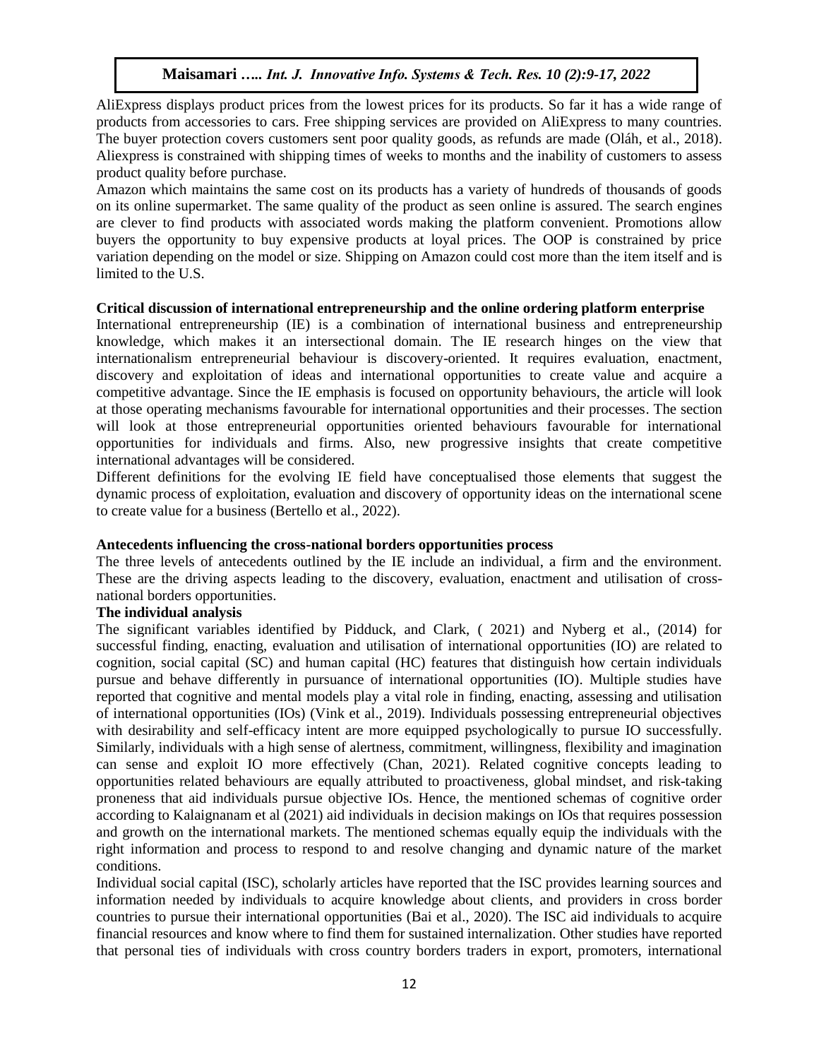AliExpress displays product prices from the lowest prices for its products. So far it has a wide range of products from accessories to cars. Free shipping services are provided on AliExpress to many countries. The buyer protection covers customers sent poor quality goods, as refunds are made (Oláh, et al., 2018). Aliexpress is constrained with shipping times of weeks to months and the inability of customers to assess product quality before purchase.

Amazon which maintains the same cost on its products has a variety of hundreds of thousands of goods on its online supermarket. The same quality of the product as seen online is assured. The search engines are clever to find products with associated words making the platform convenient. Promotions allow buyers the opportunity to buy expensive products at loyal prices. The OOP is constrained by price variation depending on the model or size. Shipping on Amazon could cost more than the item itself and is limited to the U.S.

**Critical discussion of international entrepreneurship and the online ordering platform enterprise**

International entrepreneurship (IE) is a combination of international business and entrepreneurship knowledge, which makes it an intersectional domain. The IE research hinges on the view that internationalism entrepreneurial behaviour is discovery-oriented. It requires evaluation, enactment, discovery and exploitation of ideas and international opportunities to create value and acquire a competitive advantage. Since the IE emphasis is focused on opportunity behaviours, the article will look at those operating mechanisms favourable for international opportunities and their processes. The section will look at those entrepreneurial opportunities oriented behaviours favourable for international opportunities for individuals and firms. Also, new progressive insights that create competitive international advantages will be considered.

Different definitions for the evolving IE field have conceptualised those elements that suggest the dynamic process of exploitation, evaluation and discovery of opportunity ideas on the international scene to create value for a business (Bertello et al., 2022).

**Antecedents influencing the cross-national borders opportunities process**

The three levels of antecedents outlined by the IE include an individual, a firm and the environment. These are the driving aspects leading to the discovery, evaluation, enactment and utilisation of cross-national borders opportunities.

**The individual analysis**

The significant variables identified by Pidduck, and Clark, ( 2021) and Nyberg et al., (2014) for successful finding, enacting, evaluation and utilisation of international opportunities (IO) are related to cognition, social capital (SC) and human capital (HC) features that distinguish how certain individuals pursue and behave differently in pursuance of international opportunities (IO). Multiple studies have reported that cognitive and mental models play a vital role in finding, enacting, assessing and utilisation of international opportunities (IOs) (Vink et al., 2019). Individuals possessing entrepreneurial objectives with desirability and self-efficacy intent are more equipped psychologically to pursue IO successfully. Similarly, individuals with a high sense of alertness, commitment, willingness, flexibility and imagination can sense and exploit IO more effectively (Chan, 2021). Related cognitive concepts leading to opportunities related behaviours are equally attributed to proactiveness, global mindset, and risk-taking proneness that aid individuals pursue objective IOs. Hence, the mentioned schemas of cognitive order according to Kalaignanam et al (2021) aid individuals in decision makings on IOs that requires possession and growth on the international markets. The mentioned schemas equally equip the individuals with the right information and process to respond to and resolve changing and dynamic nature of the market conditions.

Individual social capital (ISC), scholarly articles have reported that the ISC provides learning sources and information needed by individuals to acquire knowledge about clients, and providers in cross border countries to pursue their international opportunities (Bai et al., 2020). The ISC aid individuals to acquire financial resources and know where to find them for sustained internalization. Other studies have reported that personal ties of individuals with cross country borders traders in export, promoters, international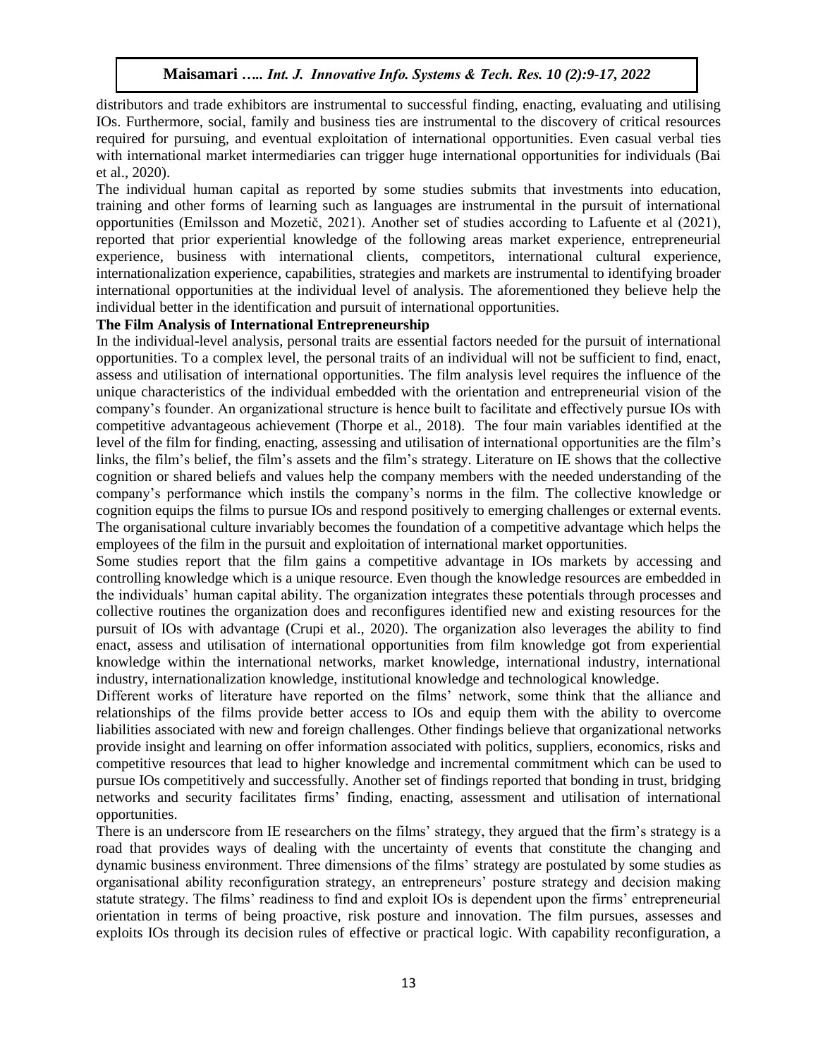distributors and trade exhibitors are instrumental to successful finding, enacting, evaluating and utilising IOs. Furthermore, social, family and business ties are instrumental to the discovery of critical resources required for pursuing, and eventual exploitation of international opportunities. Even casual verbal ties with international market intermediaries can trigger huge international opportunities for individuals (Bai et al., 2020).

The individual human capital as reported by some studies submits that investments into education, training and other forms of learning such as languages are instrumental in the pursuit of international opportunities (Emilsson and Mozetič, 2021). Another set of studies according to Lafuente et al (2021), reported that prior experiential knowledge of the following areas market experience, entrepreneurial experience, business with international clients, competitors, international cultural experience, internationalization experience, capabilities, strategies and markets are instrumental to identifying broader international opportunities at the individual level of analysis. The aforementioned they believe help the individual better in the identification and pursuit of international opportunities.

**The Film Analysis of International Entrepreneurship**

In the individual-level analysis, personal traits are essential factors needed for the pursuit of international opportunities. To a complex level, the personal traits of an individual will not be sufficient to find, enact, assess and utilisation of international opportunities. The film analysis level requires the influence of the unique characteristics of the individual embedded with the orientation and entrepreneurial vision of the company's founder. An organizational structure is hence built to facilitate and effectively pursue IOs with competitive advantageous achievement (Thorpe et al., 2018). The four main variables identified at the level of the film for finding, enacting, assessing and utilisation of international opportunities are the film's links, the film's belief, the film's assets and the film's strategy. Literature on IE shows that the collective cognition or shared beliefs and values help the company members with the needed understanding of the company's performance which instils the company's norms in the film. The collective knowledge or cognition equips the films to pursue IOs and respond positively to emerging challenges or external events. The organisational culture invariably becomes the foundation of a competitive advantage which helps the employees of the film in the pursuit and exploitation of international market opportunities.

Some studies report that the film gains a competitive advantage in IOs markets by accessing and controlling knowledge which is a unique resource. Even though the knowledge resources are embedded in the individuals' human capital ability. The organization integrates these potentials through processes and collective routines the organization does and reconfigures identified new and existing resources for the pursuit of IOs with advantage (Crupi et al., 2020). The organization also leverages the ability to find enact, assess and utilisation of international opportunities from film knowledge got from experiential knowledge within the international networks, market knowledge, international industry, international industry, internationalization knowledge, institutional knowledge and technological knowledge.

Different works of literature have reported on the films' network, some think that the alliance and relationships of the films provide better access to IOs and equip them with the ability to overcome liabilities associated with new and foreign challenges. Other findings believe that organizational networks provide insight and learning on offer information associated with politics, suppliers, economics, risks and competitive resources that lead to higher knowledge and incremental commitment which can be used to pursue IOs competitively and successfully. Another set of findings reported that bonding in trust, bridging networks and security facilitates firms' finding, enacting, assessment and utilisation of international opportunities.

There is an underscore from IE researchers on the films' strategy, they argued that the firm's strategy is a road that provides ways of dealing with the uncertainty of events that constitute the changing and dynamic business environment. Three dimensions of the films' strategy are postulated by some studies as organisational ability reconfiguration strategy, an entrepreneurs' posture strategy and decision making statute strategy. The films' readiness to find and exploit IOs is dependent upon the firms' entrepreneurial orientation in terms of being proactive, risk posture and innovation. The film pursues, assesses and exploits IOs through its decision rules of effective or practical logic. With capability reconfiguration, a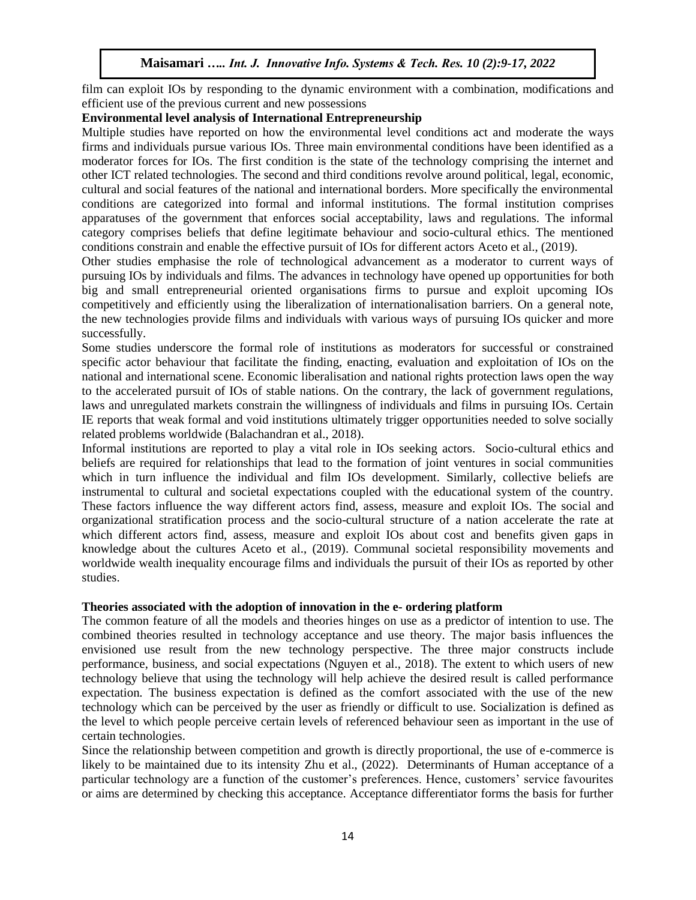film can exploit IOs by responding to the dynamic environment with a combination, modifications and efficient use of the previous current and new possessions

**Environmental level analysis of International Entrepreneurship**

Multiple studies have reported on how the environmental level conditions act and moderate the ways firms and individuals pursue various IOs. Three main environmental conditions have been identified as a moderator forces for IOs. The first condition is the state of the technology comprising the internet and other ICT related technologies. The second and third conditions revolve around political, legal, economic, cultural and social features of the national and international borders. More specifically the environmental conditions are categorized into formal and informal institutions. The formal institution comprises apparatuses of the government that enforces social acceptability, laws and regulations. The informal category comprises beliefs that define legitimate behaviour and socio-cultural ethics. The mentioned conditions constrain and enable the effective pursuit of IOs for different actors Aceto et al., (2019).

Other studies emphasise the role of technological advancement as a moderator to current ways of pursuing IOs by individuals and films. The advances in technology have opened up opportunities for both big and small entrepreneurial oriented organisations firms to pursue and exploit upcoming IOs competitively and efficiently using the liberalization of internationalisation barriers. On a general note, the new technologies provide films and individuals with various ways of pursuing IOs quicker and more successfully.

Some studies underscore the formal role of institutions as moderators for successful or constrained specific actor behaviour that facilitate the finding, enacting, evaluation and exploitation of IOs on the national and international scene. Economic liberalisation and national rights protection laws open the way to the accelerated pursuit of IOs of stable nations. On the contrary, the lack of government regulations, laws and unregulated markets constrain the willingness of individuals and films in pursuing IOs. Certain IE reports that weak formal and void institutions ultimately trigger opportunities needed to solve socially related problems worldwide (Balachandran et al., 2018).

Informal institutions are reported to play a vital role in IOs seeking actors. Socio-cultural ethics and beliefs are required for relationships that lead to the formation of joint ventures in social communities which in turn influence the individual and film IOs development. Similarly, collective beliefs are instrumental to cultural and societal expectations coupled with the educational system of the country. These factors influence the way different actors find, assess, measure and exploit IOs. The social and organizational stratification process and the socio-cultural structure of a nation accelerate the rate at which different actors find, assess, measure and exploit IOs about cost and benefits given gaps in knowledge about the cultures Aceto et al., (2019). Communal societal responsibility movements and worldwide wealth inequality encourage films and individuals the pursuit of their IOs as reported by other studies.

**Theories associated with the adoption of innovation in the e- ordering platform**

The common feature of all the models and theories hinges on use as a predictor of intention to use. The combined theories resulted in technology acceptance and use theory. The major basis influences the envisioned use result from the new technology perspective. The three major constructs include performance, business, and social expectations (Nguyen et al., 2018). The extent to which users of new technology believe that using the technology will help achieve the desired result is called performance expectation. The business expectation is defined as the comfort associated with the use of the new technology which can be perceived by the user as friendly or difficult to use. Socialization is defined as the level to which people perceive certain levels of referenced behaviour seen as important in the use of certain technologies.

Since the relationship between competition and growth is directly proportional, the use of e-commerce is likely to be maintained due to its intensity Zhu et al., (2022). Determinants of Human acceptance of a particular technology are a function of the customer's preferences. Hence, customers' service favourites or aims are determined by checking this acceptance. Acceptance differentiator forms the basis for further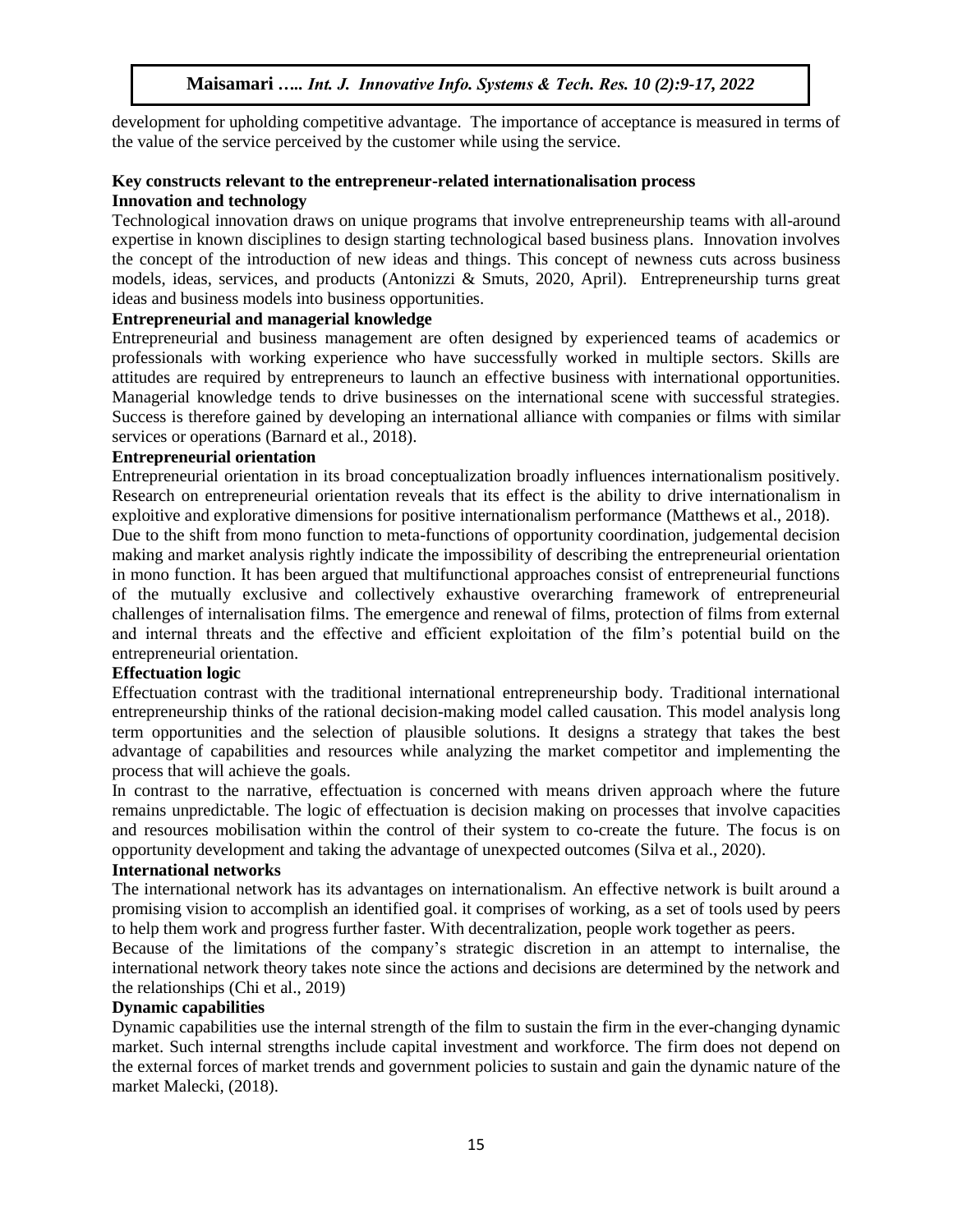development for upholding competitive advantage. The importance of acceptance is measured in terms of the value of the service perceived by the customer while using the service.

**Key constructs relevant to the entrepreneur-related internationalisation process**

**Innovation and technology**

Technological innovation draws on unique programs that involve entrepreneurship teams with all-around expertise in known disciplines to design starting technological based business plans. Innovation involves the concept of the introduction of new ideas and things. This concept of newness cuts across business models, ideas, services, and products (Antonizzi & Smuts, 2020, April). Entrepreneurship turns great ideas and business models into business opportunities.

**Entrepreneurial and managerial knowledge**

Entrepreneurial and business management are often designed by experienced teams of academics or professionals with working experience who have successfully worked in multiple sectors. Skills are attitudes are required by entrepreneurs to launch an effective business with international opportunities. Managerial knowledge tends to drive businesses on the international scene with successful strategies. Success is therefore gained by developing an international alliance with companies or films with similar services or operations (Barnard et al., 2018).

**Entrepreneurial orientation**

Entrepreneurial orientation in its broad conceptualization broadly influences internationalism positively. Research on entrepreneurial orientation reveals that its effect is the ability to drive internationalism in exploitive and explorative dimensions for positive internationalism performance (Matthews et al., 2018).

Due to the shift from mono function to meta-functions of opportunity coordination, judgemental decision making and market analysis rightly indicate the impossibility of describing the entrepreneurial orientation in mono function. It has been argued that multifunctional approaches consist of entrepreneurial functions of the mutually exclusive and collectively exhaustive overarching framework of entrepreneurial challenges of internalisation films. The emergence and renewal of films, protection of films from external and internal threats and the effective and efficient exploitation of the film's potential build on the entrepreneurial orientation.

**Effectuation logic**

Effectuation contrast with the traditional international entrepreneurship body. Traditional international entrepreneurship thinks of the rational decision-making model called causation. This model analysis long term opportunities and the selection of plausible solutions. It designs a strategy that takes the best advantage of capabilities and resources while analyzing the market competitor and implementing the process that will achieve the goals.

In contrast to the narrative, effectuation is concerned with means driven approach where the future remains unpredictable. The logic of effectuation is decision making on processes that involve capacities and resources mobilisation within the control of their system to co-create the future. The focus is on opportunity development and taking the advantage of unexpected outcomes (Silva et al., 2020).

**International networks**

The international network has its advantages on internationalism. An effective network is built around a promising vision to accomplish an identified goal. it comprises of working, as a set of tools used by peers to help them work and progress further faster. With decentralization, people work together as peers.

Because of the limitations of the company's strategic discretion in an attempt to internalise, the international network theory takes note since the actions and decisions are determined by the network and the relationships (Chi et al., 2019)

**Dynamic capabilities**

Dynamic capabilities use the internal strength of the film to sustain the firm in the ever-changing dynamic market. Such internal strengths include capital investment and workforce. The firm does not depend on the external forces of market trends and government policies to sustain and gain the dynamic nature of the market Malecki, (2018).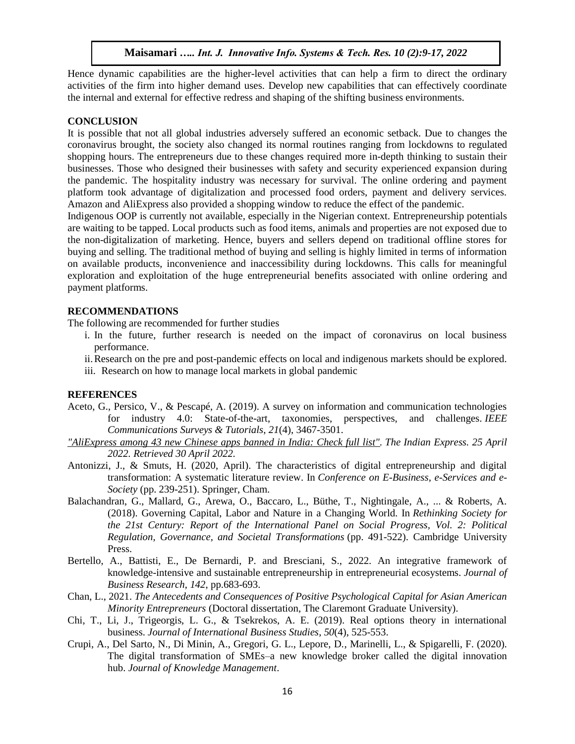Hence dynamic capabilities are the higher-level activities that can help a firm to direct the ordinary activities of the firm into higher demand uses. Develop new capabilities that can effectively coordinate the internal and external for effective redress and shaping of the shifting business environments.

## CONCLUSION

It is possible that not all global industries adversely suffered an economic setback. Due to changes the coronavirus brought, the society also changed its normal routines ranging from lockdowns to regulated shopping hours. The entrepreneurs due to these changes required more in-depth thinking to sustain their businesses. Those who designed their businesses with safety and security experienced expansion during the pandemic. The hospitality industry was necessary for survival. The online ordering and payment platform took advantage of digitalization and processed food orders, payment and delivery services. Amazon and AliExpress also provided a shopping window to reduce the effect of the pandemic.

Indigenous OOP is currently not available, especially in the Nigerian context. Entrepreneurship potentials are waiting to be tapped. Local products such as food items, animals and properties are not exposed due to the non-digitalization of marketing. Hence, buyers and sellers depend on traditional offline stores for buying and selling. The traditional method of buying and selling is highly limited in terms of information on available products, inconvenience and inaccessibility during lockdowns. This calls for meaningful exploration and exploitation of the huge entrepreneurial benefits associated with online ordering and payment platforms.

## RECOMMENDATIONS

The following are recommended for further studies

i. In the future, further research is needed on the impact of coronavirus on local business performance.
ii. Research on the pre and post-pandemic effects on local and indigenous markets should be explored.
iii. Research on how to manage local markets in global pandemic

## REFERENCES

Aceto, G., Persico, V., & Pescapé, A. (2019). A survey on information and communication technologies for industry 4.0: State-of-the-art, taxonomies, perspectives, and challenges. *IEEE Communications Surveys & Tutorials*, *21*(4), 3467-3501.

*"AliExpress among 43 new Chinese apps banned in India: Check full list". The Indian Express. 25 April 2022. Retrieved 30 April 2022.*

Antonizzi, J., & Smuts, H. (2020, April). The characteristics of digital entrepreneurship and digital transformation: A systematic literature review. In *Conference on E-Business, e-Services and e-Society* (pp. 239-251). Springer, Cham.

Balachandran, G., Mallard, G., Arewa, O., Baccaro, L., Büthe, T., Nightingale, A., ... & Roberts, A. (2018). Governing Capital, Labor and Nature in a Changing World. In *Rethinking Society for the 21st Century: Report of the International Panel on Social Progress, Vol. 2: Political Regulation, Governance, and Societal Transformations* (pp. 491-522). Cambridge University Press.

Bertello, A., Battisti, E., De Bernardi, P. and Bresciani, S., 2022. An integrative framework of knowledge-intensive and sustainable entrepreneurship in entrepreneurial ecosystems. *Journal of Business Research*, *142*, pp.683-693.

Chan, L., 2021. *The Antecedents and Consequences of Positive Psychological Capital for Asian American Minority Entrepreneurs* (Doctoral dissertation, The Claremont Graduate University).

Chi, T., Li, J., Trigeorgis, L. G., & Tsekrekos, A. E. (2019). Real options theory in international business. *Journal of International Business Studies*, *50*(4), 525-553.

Crupi, A., Del Sarto, N., Di Minin, A., Gregori, G. L., Lepore, D., Marinelli, L., & Spigarelli, F. (2020). The digital transformation of SMEs–a new knowledge broker called the digital innovation hub. *Journal of Knowledge Management*.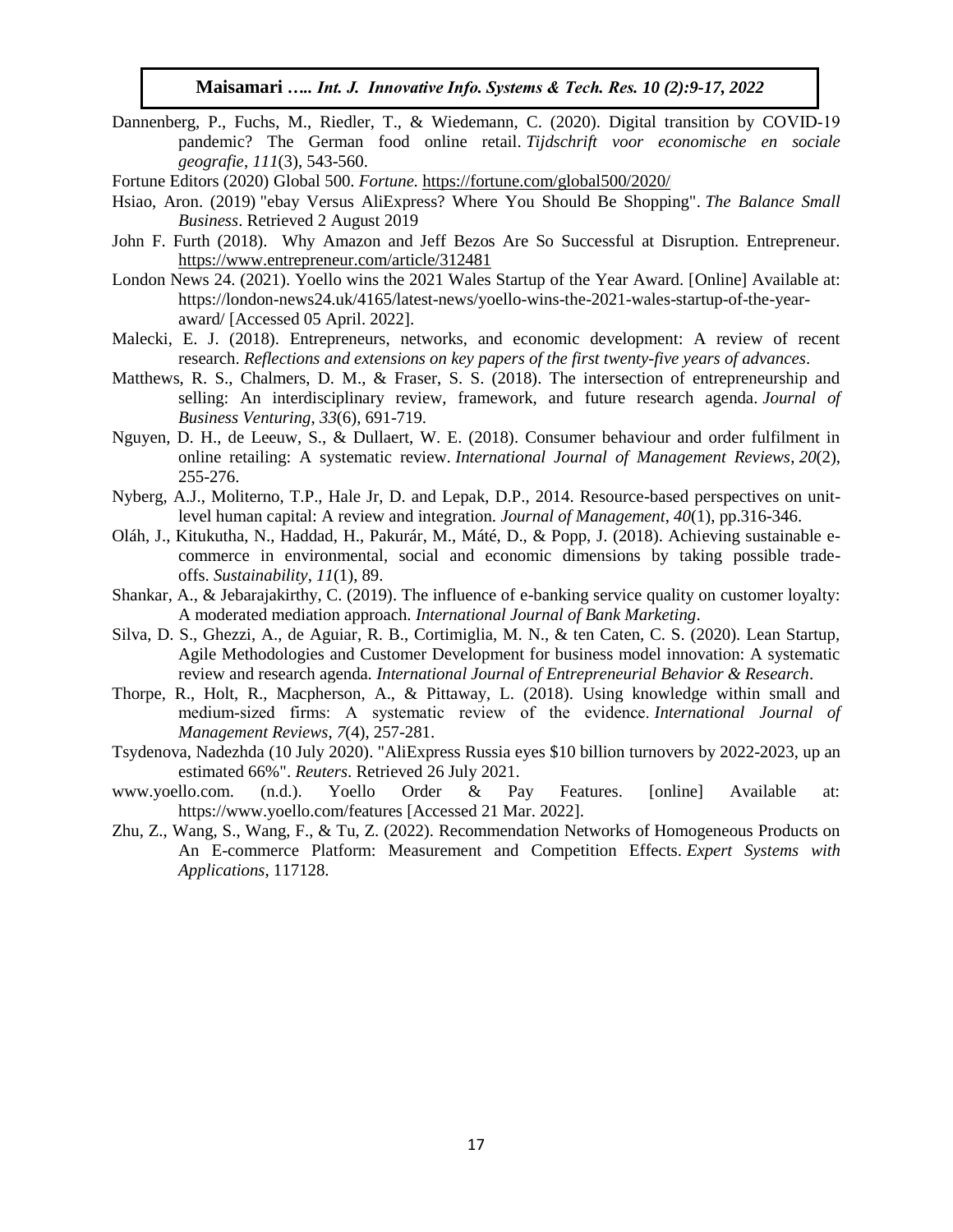Dannenberg, P., Fuchs, M., Riedler, T., & Wiedemann, C. (2020). Digital transition by COVID-19 pandemic? The German food online retail. *Tijdschrift voor economische en sociale geografie*, *111*(3), 543-560.

Fortune Editors (2020) Global 500. *Fortune.* https://fortune.com/global500/2020/

Hsiao, Aron. (2019) "ebay Versus AliExpress? Where You Should Be Shopping". *The Balance Small Business*. Retrieved 2 August 2019

John F. Furth (2018). Why Amazon and Jeff Bezos Are So Successful at Disruption. Entrepreneur. https://www.entrepreneur.com/article/312481

London News 24. (2021). Yoello wins the 2021 Wales Startup of the Year Award. [Online] Available at: https://london-news24.uk/4165/latest-news/yoello-wins-the-2021-wales-startup-of-the-year-award/ [Accessed 05 April. 2022].

Malecki, E. J. (2018). Entrepreneurs, networks, and economic development: A review of recent research. *Reflections and extensions on key papers of the first twenty-five years of advances*.

Matthews, R. S., Chalmers, D. M., & Fraser, S. S. (2018). The intersection of entrepreneurship and selling: An interdisciplinary review, framework, and future research agenda. *Journal of Business Venturing*, *33*(6), 691-719.

Nguyen, D. H., de Leeuw, S., & Dullaert, W. E. (2018). Consumer behaviour and order fulfilment in online retailing: A systematic review. *International Journal of Management Reviews*, *20*(2), 255-276.

Nyberg, A.J., Moliterno, T.P., Hale Jr, D. and Lepak, D.P., 2014. Resource-based perspectives on unit-level human capital: A review and integration. *Journal of Management*, *40*(1), pp.316-346.

Oláh, J., Kitukutha, N., Haddad, H., Pakurár, M., Máté, D., & Popp, J. (2018). Achieving sustainable e-commerce in environmental, social and economic dimensions by taking possible trade-offs. *Sustainability*, *11*(1), 89.

Shankar, A., & Jebarajakirthy, C. (2019). The influence of e-banking service quality on customer loyalty: A moderated mediation approach. *International Journal of Bank Marketing*.

Silva, D. S., Ghezzi, A., de Aguiar, R. B., Cortimiglia, M. N., & ten Caten, C. S. (2020). Lean Startup, Agile Methodologies and Customer Development for business model innovation: A systematic review and research agenda. *International Journal of Entrepreneurial Behavior & Research*.

Thorpe, R., Holt, R., Macpherson, A., & Pittaway, L. (2018). Using knowledge within small and medium-sized firms: A systematic review of the evidence. *International Journal of Management Reviews*, *7*(4), 257-281.

Tsydenova, Nadezhda (10 July 2020). "AliExpress Russia eyes $10 billion turnovers by 2022-2023, up an estimated 66%". *Reuters*. Retrieved 26 July 2021.

www.yoello.com. (n.d.). Yoello Order & Pay Features. [online] Available at: https://www.yoello.com/features [Accessed 21 Mar. 2022].

Zhu, Z., Wang, S., Wang, F., & Tu, Z. (2022). Recommendation Networks of Homogeneous Products on An E-commerce Platform: Measurement and Competition Effects. *Expert Systems with Applications*, 117128.